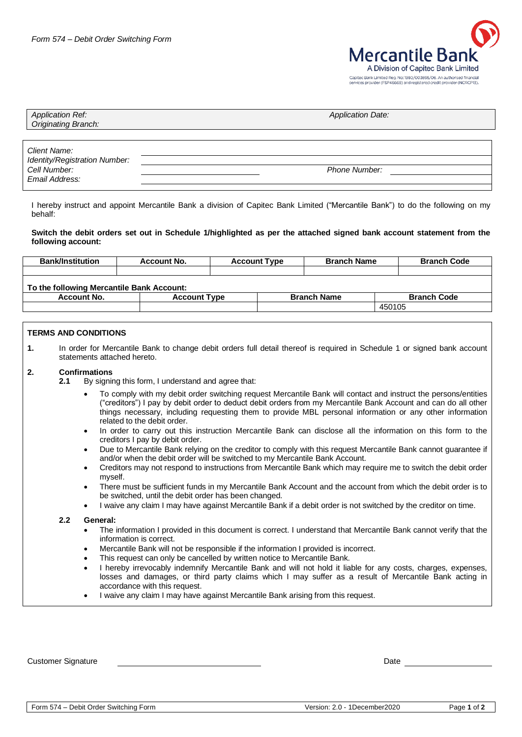*Form 574 – Debit Order Switching Form*

**Mercantile Bank**
A Division of Capitec Bank Limited
Capitec Bank Limited Reg. No: 1980/003695/06. An authorised financial services provider (FSP46669) and registered credit provider (NCRCP13).

| *Application Ref:* | *Application Date:* |
|---|---|
| *Originating Branch:* | |

| | | | |
|---|---|---|---|
| *Client Name:* | | | |
| *Identity/Registration Number:* | | | |
| *Cell Number:* | | *Phone Number:* | |
| *Email Address:* | | | |

I hereby instruct and appoint Mercantile Bank a division of Capitec Bank Limited ("Mercantile Bank") to do the following on my behalf:

**Switch the debit orders set out in Schedule 1/highlighted as per the attached signed bank account statement from the following account:**

| Bank/Institution | Account No. | Account Type | Branch Name | Branch Code |
|---|---|---|---|---|
| | | | | |

**To the following Mercantile Bank Account:**

| Account No. | Account Type | Branch Name | Branch Code |
|---|---|---|---|
| | | | 450105 |

**TERMS AND CONDITIONS**

**1.** In order for Mercantile Bank to change debit orders full detail thereof is required in Schedule 1 or signed bank account statements attached hereto.

**2. Confirmations**

**2.1** By signing this form, I understand and agree that:

- To comply with my debit order switching request Mercantile Bank will contact and instruct the persons/entities ("creditors") I pay by debit order to deduct debit orders from my Mercantile Bank Account and can do all other things necessary, including requesting them to provide MBL personal information or any other information related to the debit order.
- In order to carry out this instruction Mercantile Bank can disclose all the information on this form to the creditors I pay by debit order.
- Due to Mercantile Bank relying on the creditor to comply with this request Mercantile Bank cannot guarantee if and/or when the debit order will be switched to my Mercantile Bank Account.
- Creditors may not respond to instructions from Mercantile Bank which may require me to switch the debit order myself.
- There must be sufficient funds in my Mercantile Bank Account and the account from which the debit order is to be switched, until the debit order has been changed.
- I waive any claim I may have against Mercantile Bank if a debit order is not switched by the creditor on time.

**2.2 General:**

- The information I provided in this document is correct. I understand that Mercantile Bank cannot verify that the information is correct.
- Mercantile Bank will not be responsible if the information I provided is incorrect.
- This request can only be cancelled by written notice to Mercantile Bank.
- I hereby irrevocably indemnify Mercantile Bank and will not hold it liable for any costs, charges, expenses, losses and damages, or third party claims which I may suffer as a result of Mercantile Bank acting in accordance with this request.
- I waive any claim I may have against Mercantile Bank arising from this request.

Customer Signature ______________________________ Date ____________________

Form 574 – Debit Order Switching Form | Version: 2.0 - 1December2020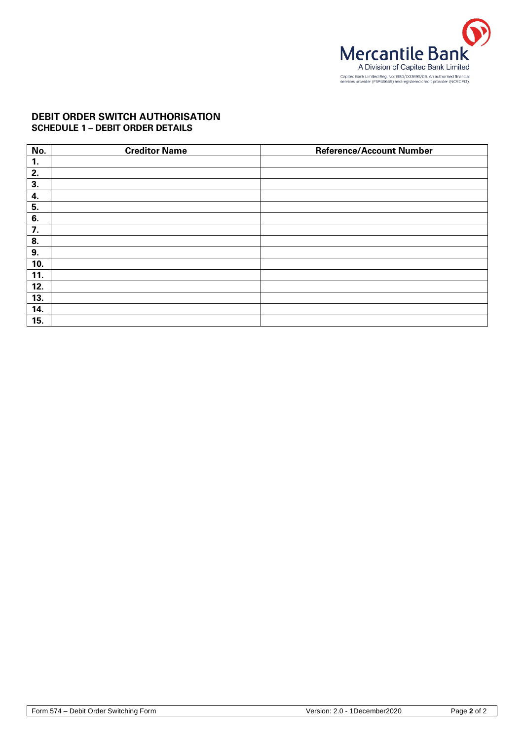Mercantile Bank
A Division of Capitec Bank Limited
Capitec Bank Limited Reg. No: 1980/003695/06. An authorised financial services provider (FSP46669) and registered credit provider (NCRCP13).

## DEBIT ORDER SWITCH AUTHORISATION
### SCHEDULE 1 – DEBIT ORDER DETAILS

| No. | Creditor Name | Reference/Account Number |
|---|---|---|
| 1. | | |
| 2. | | |
| 3. | | |
| 4. | | |
| 5. | | |
| 6. | | |
| 7. | | |
| 8. | | |
| 9. | | |
| 10. | | |
| 11. | | |
| 12. | | |
| 13. | | |
| 14. | | |
| 15. | | |